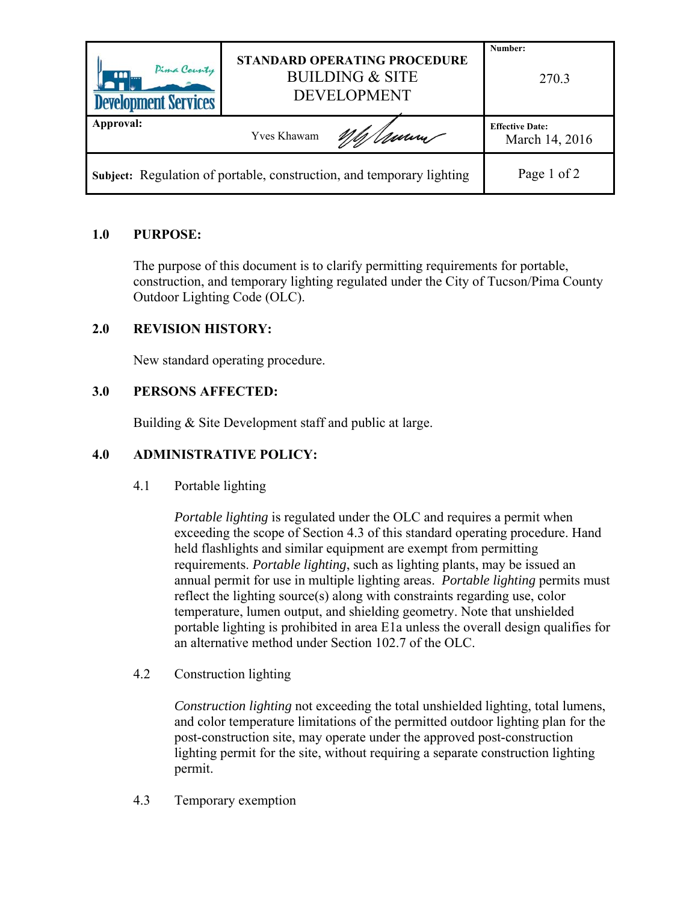| Pima County Development Services | STANDARD OPERATING PROCEDURE<br>BUILDING & SITE DEVELOPMENT | Number:<br>270.3 |
|---|---|---|
| Approval: | Yves Khawam | Effective Date:<br>March 14, 2016 |
| Subject: Regulation of portable, construction, and temporary lighting | | Page 1 of 2 |

## 1.0 PURPOSE:

The purpose of this document is to clarify permitting requirements for portable, construction, and temporary lighting regulated under the City of Tucson/Pima County Outdoor Lighting Code (OLC).

## 2.0 REVISION HISTORY:

New standard operating procedure.

## 3.0 PERSONS AFFECTED:

Building & Site Development staff and public at large.

## 4.0 ADMINISTRATIVE POLICY:

### 4.1 Portable lighting

*Portable lighting* is regulated under the OLC and requires a permit when exceeding the scope of Section 4.3 of this standard operating procedure. Hand held flashlights and similar equipment are exempt from permitting requirements. *Portable lighting*, such as lighting plants, may be issued an annual permit for use in multiple lighting areas. *Portable lighting* permits must reflect the lighting source(s) along with constraints regarding use, color temperature, lumen output, and shielding geometry. Note that unshielded portable lighting is prohibited in area E1a unless the overall design qualifies for an alternative method under Section 102.7 of the OLC.

### 4.2 Construction lighting

*Construction lighting* not exceeding the total unshielded lighting, total lumens, and color temperature limitations of the permitted outdoor lighting plan for the post-construction site, may operate under the approved post-construction lighting permit for the site, without requiring a separate construction lighting permit.

### 4.3 Temporary exemption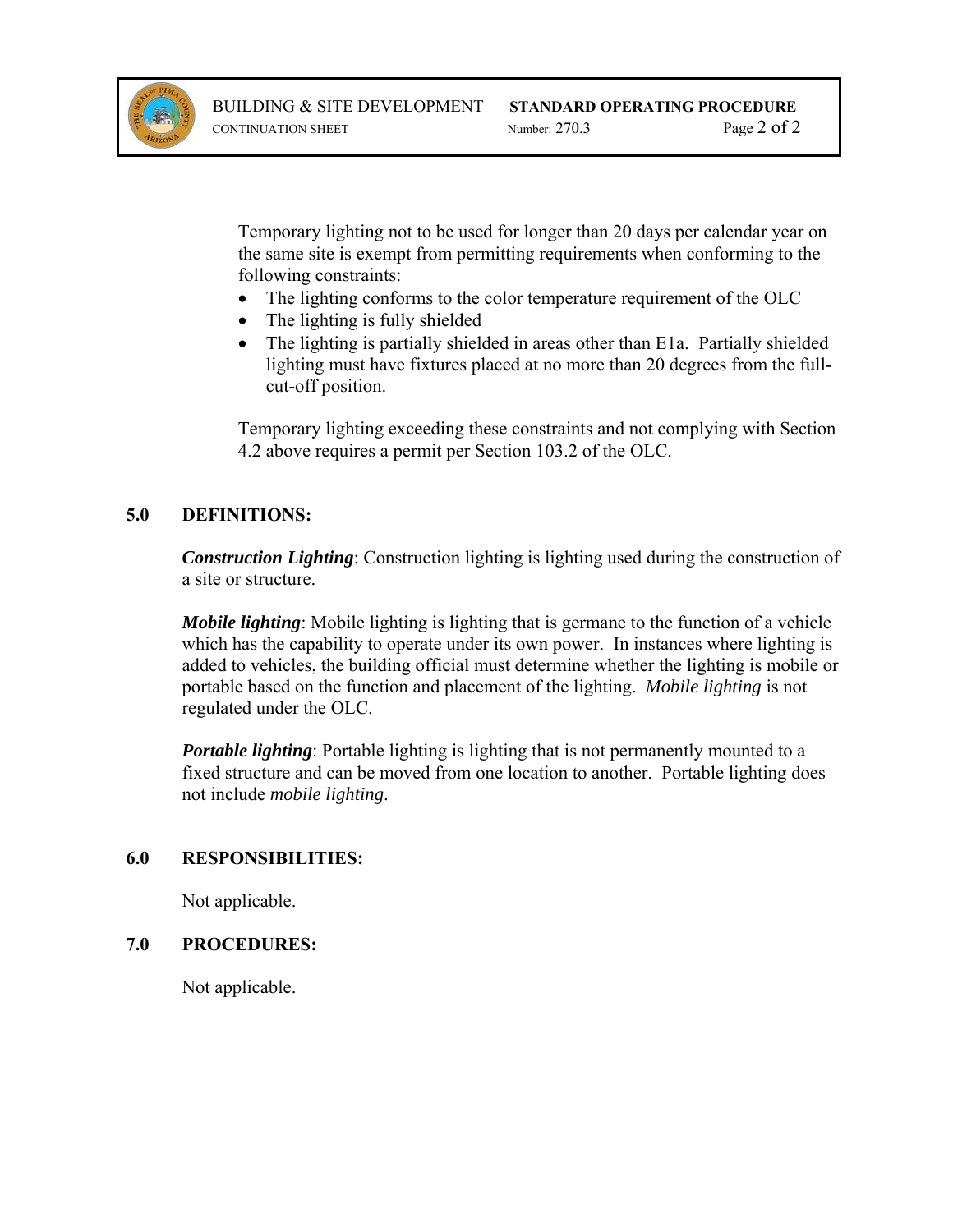Temporary lighting not to be used for longer than 20 days per calendar year on the same site is exempt from permitting requirements when conforming to the following constraints:

- The lighting conforms to the color temperature requirement of the OLC
- The lighting is fully shielded
- The lighting is partially shielded in areas other than E1a. Partially shielded lighting must have fixtures placed at no more than 20 degrees from the full-cut-off position.

Temporary lighting exceeding these constraints and not complying with Section 4.2 above requires a permit per Section 103.2 of the OLC.

## 5.0 DEFINITIONS:

***Construction Lighting***: Construction lighting is lighting used during the construction of a site or structure.

***Mobile lighting***: Mobile lighting is lighting that is germane to the function of a vehicle which has the capability to operate under its own power. In instances where lighting is added to vehicles, the building official must determine whether the lighting is mobile or portable based on the function and placement of the lighting. *Mobile lighting* is not regulated under the OLC.

***Portable lighting***: Portable lighting is lighting that is not permanently mounted to a fixed structure and can be moved from one location to another. Portable lighting does not include *mobile lighting*.

## 6.0 RESPONSIBILITIES:

Not applicable.

## 7.0 PROCEDURES:

Not applicable.